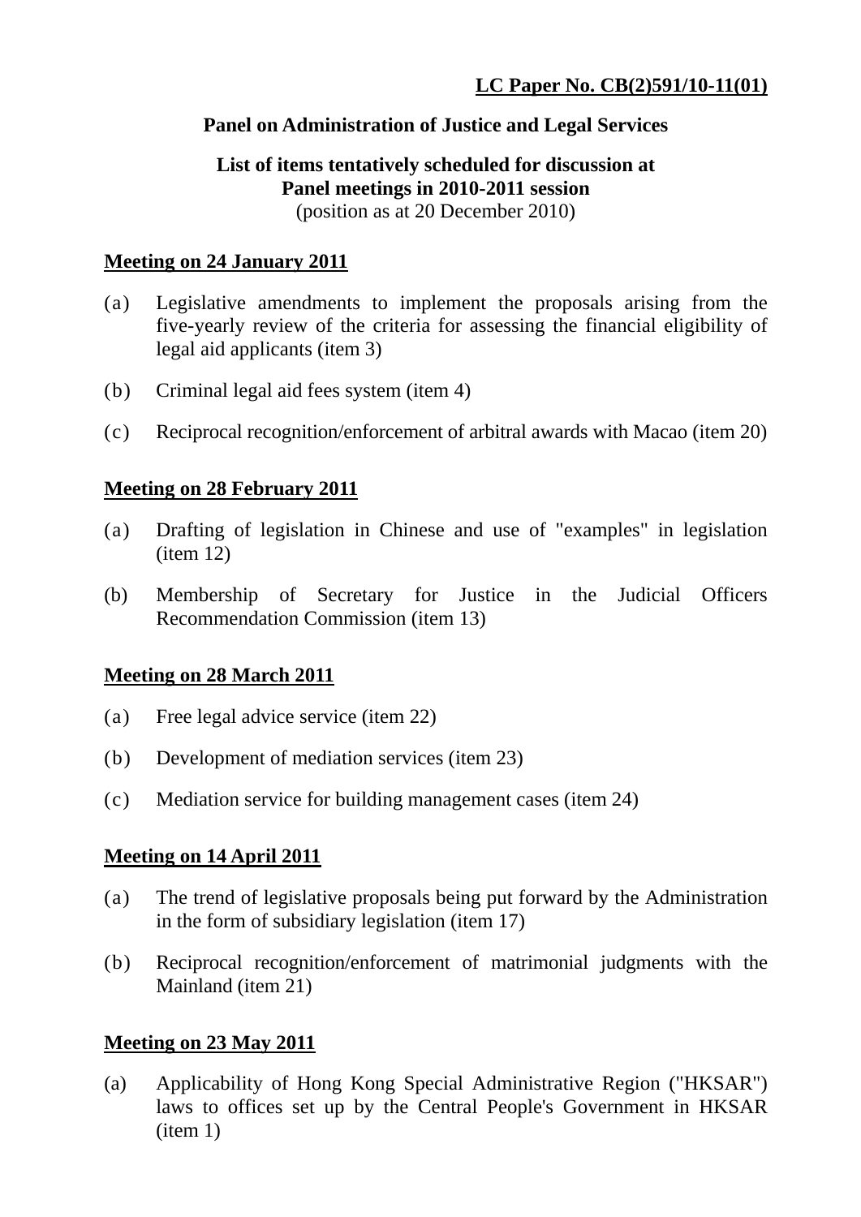**LC Paper No. CB(2)591/10-11(01)**

**Panel on Administration of Justice and Legal Services**

**List of items tentatively scheduled for discussion at Panel meetings in 2010-2011 session**
(position as at 20 December 2010)

**Meeting on 24 January 2011**

(a) Legislative amendments to implement the proposals arising from the five-yearly review of the criteria for assessing the financial eligibility of legal aid applicants (item 3)

(b) Criminal legal aid fees system (item 4)

(c) Reciprocal recognition/enforcement of arbitral awards with Macao (item 20)

**Meeting on 28 February 2011**

(a) Drafting of legislation in Chinese and use of "examples" in legislation (item 12)

(b) Membership of Secretary for Justice in the Judicial Officers Recommendation Commission (item 13)

**Meeting on 28 March 2011**

(a) Free legal advice service (item 22)

(b) Development of mediation services (item 23)

(c) Mediation service for building management cases (item 24)

**Meeting on 14 April 2011**

(a) The trend of legislative proposals being put forward by the Administration in the form of subsidiary legislation (item 17)

(b) Reciprocal recognition/enforcement of matrimonial judgments with the Mainland (item 21)

**Meeting on 23 May 2011**

(a) Applicability of Hong Kong Special Administrative Region ("HKSAR") laws to offices set up by the Central People's Government in HKSAR (item 1)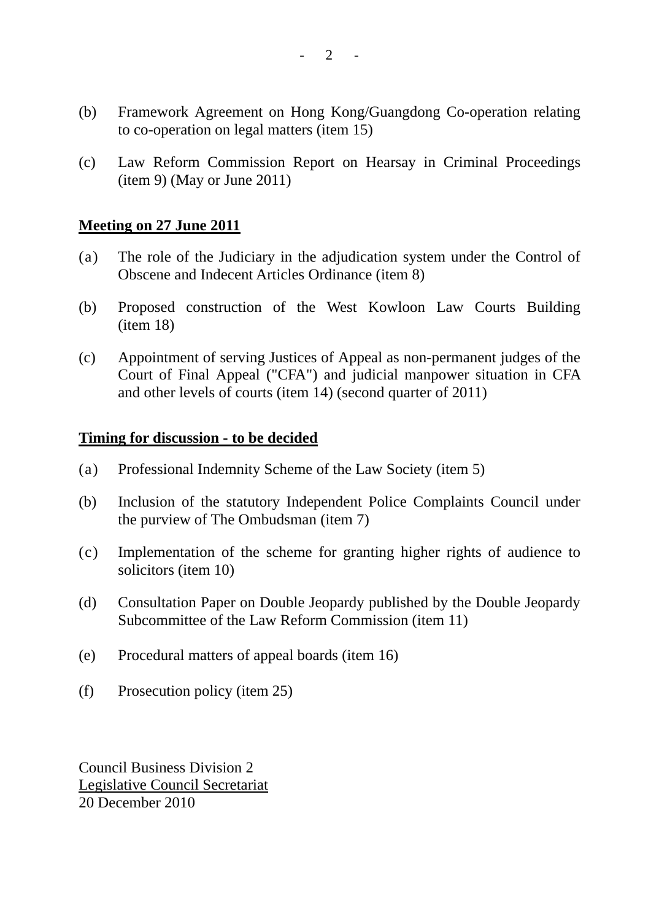(b) Framework Agreement on Hong Kong/Guangdong Co-operation relating to co-operation on legal matters (item 15)

(c) Law Reform Commission Report on Hearsay in Criminal Proceedings (item 9) (May or June 2011)

**Meeting on 27 June 2011**

(a) The role of the Judiciary in the adjudication system under the Control of Obscene and Indecent Articles Ordinance (item 8)

(b) Proposed construction of the West Kowloon Law Courts Building (item 18)

(c) Appointment of serving Justices of Appeal as non-permanent judges of the Court of Final Appeal ("CFA") and judicial manpower situation in CFA and other levels of courts (item 14) (second quarter of 2011)

**Timing for discussion - to be decided**

(a) Professional Indemnity Scheme of the Law Society (item 5)

(b) Inclusion of the statutory Independent Police Complaints Council under the purview of The Ombudsman (item 7)

(c) Implementation of the scheme for granting higher rights of audience to solicitors (item 10)

(d) Consultation Paper on Double Jeopardy published by the Double Jeopardy Subcommittee of the Law Reform Commission (item 11)

(e) Procedural matters of appeal boards (item 16)

(f) Prosecution policy (item 25)

Council Business Division 2
Legislative Council Secretariat
20 December 2010